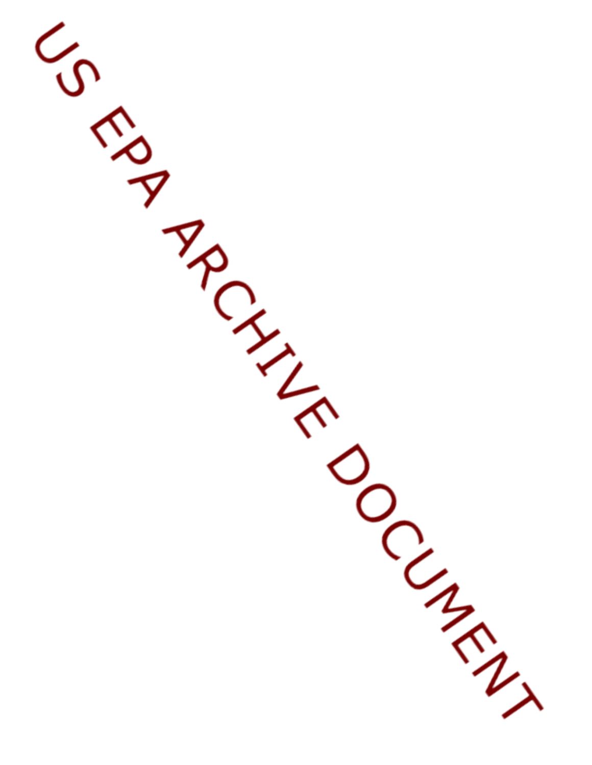US EPA ARCHIVE DOCUMENT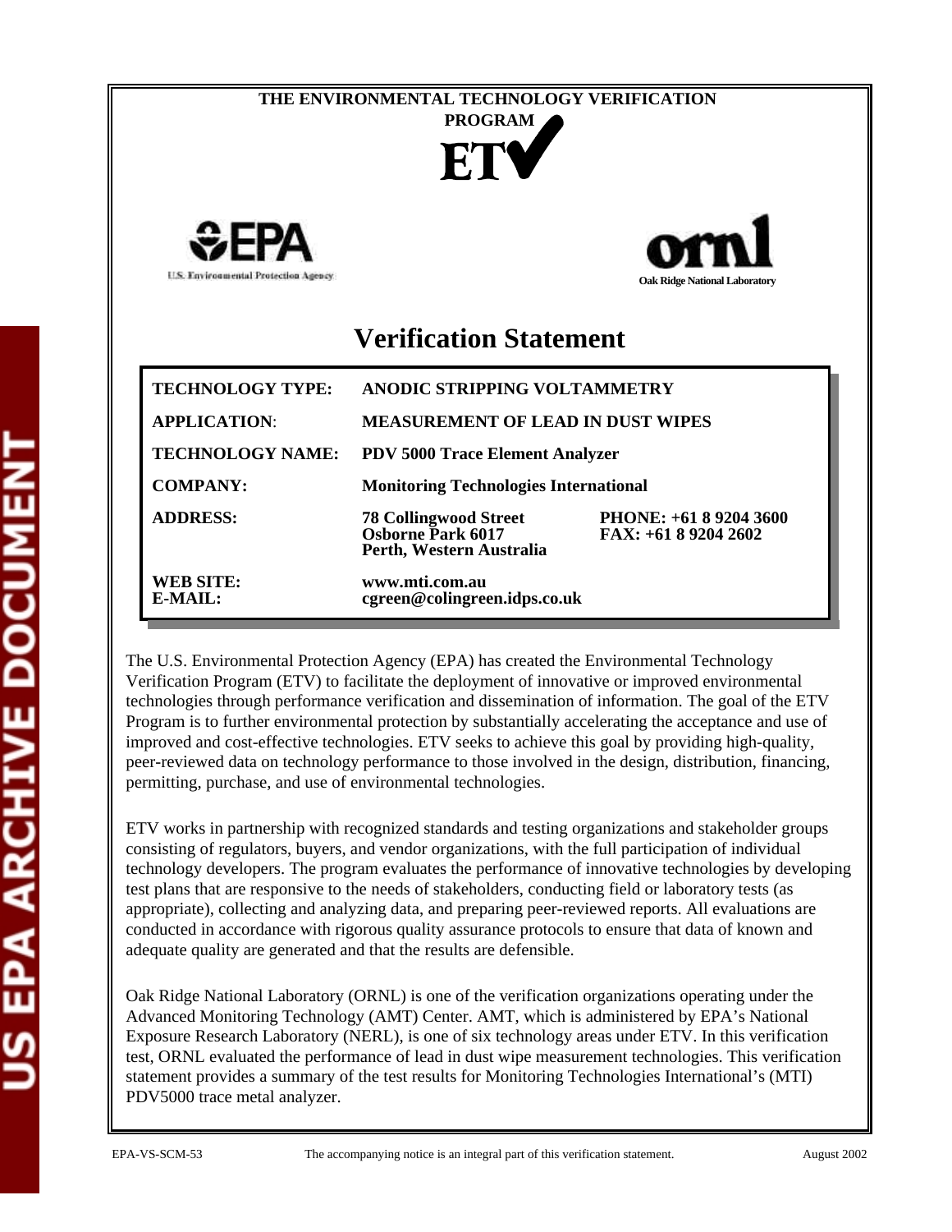THE ENVIRONMENTAL TECHNOLOGY VERIFICATION PROGRAM

ETV

EPA
U.S. Environmental Protection Agency

ornl
Oak Ridge National Laboratory

# Verification Statement

| | | |
|---|---|---|
| **TECHNOLOGY TYPE:** | **ANODIC STRIPPING VOLTAMMETRY** | |
| **APPLICATION:** | **MEASUREMENT OF LEAD IN DUST WIPES** | |
| **TECHNOLOGY NAME:** | **PDV 5000 Trace Element Analyzer** | |
| **COMPANY:** | **Monitoring Technologies International** | |
| **ADDRESS:** | **78 Collingwood Street Osborne Park 6017 Perth, Western Australia** | **PHONE: +61 8 9204 3600 FAX: +61 8 9204 2602** |
| **WEB SITE: E-MAIL:** | **www.mti.com.au cgreen@colingreen.idps.co.uk** | |

The U.S. Environmental Protection Agency (EPA) has created the Environmental Technology Verification Program (ETV) to facilitate the deployment of innovative or improved environmental technologies through performance verification and dissemination of information. The goal of the ETV Program is to further environmental protection by substantially accelerating the acceptance and use of improved and cost-effective technologies. ETV seeks to achieve this goal by providing high-quality, peer-reviewed data on technology performance to those involved in the design, distribution, financing, permitting, purchase, and use of environmental technologies.

ETV works in partnership with recognized standards and testing organizations and stakeholder groups consisting of regulators, buyers, and vendor organizations, with the full participation of individual technology developers. The program evaluates the performance of innovative technologies by developing test plans that are responsive to the needs of stakeholders, conducting field or laboratory tests (as appropriate), collecting and analyzing data, and preparing peer-reviewed reports. All evaluations are conducted in accordance with rigorous quality assurance protocols to ensure that data of known and adequate quality are generated and that the results are defensible.

Oak Ridge National Laboratory (ORNL) is one of the verification organizations operating under the Advanced Monitoring Technology (AMT) Center. AMT, which is administered by EPA's National Exposure Research Laboratory (NERL), is one of six technology areas under ETV. In this verification test, ORNL evaluated the performance of lead in dust wipe measurement technologies. This verification statement provides a summary of the test results for Monitoring Technologies International's (MTI) PDV5000 trace metal analyzer.

EPA-VS-SCM-53 The accompanying notice is an integral part of this verification statement. August 2002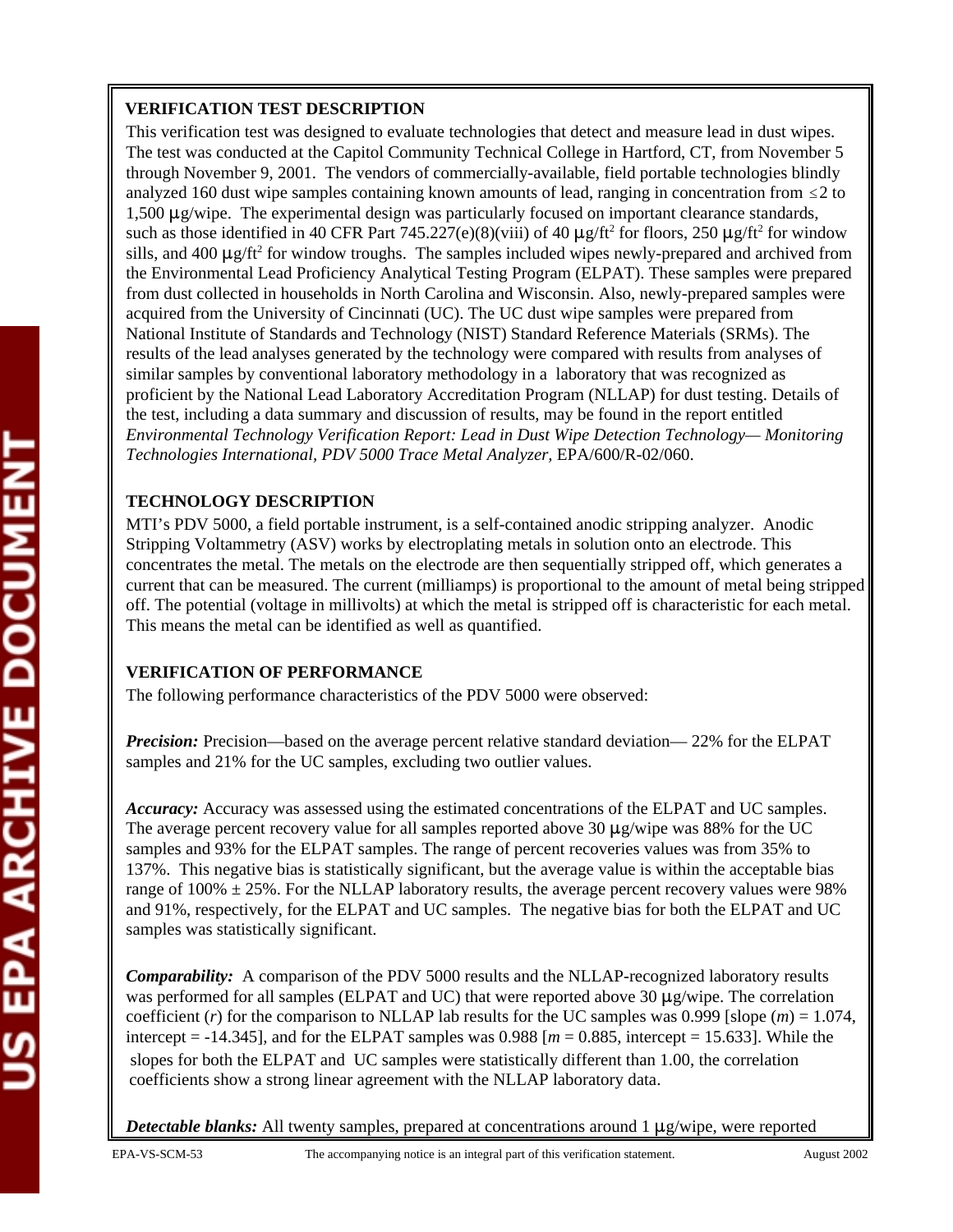**VERIFICATION TEST DESCRIPTION**

This verification test was designed to evaluate technologies that detect and measure lead in dust wipes. The test was conducted at the Capitol Community Technical College in Hartford, CT, from November 5 through November 9, 2001. The vendors of commercially-available, field portable technologies blindly analyzed 160 dust wipe samples containing known amounts of lead, ranging in concentration from ≤2 to 1,500 μg/wipe. The experimental design was particularly focused on important clearance standards, such as those identified in 40 CFR Part 745.227(e)(8)(viii) of 40 μg/ft² for floors, 250 μg/ft² for window sills, and 400 μg/ft² for window troughs. The samples included wipes newly-prepared and archived from the Environmental Lead Proficiency Analytical Testing Program (ELPAT). These samples were prepared from dust collected in households in North Carolina and Wisconsin. Also, newly-prepared samples were acquired from the University of Cincinnati (UC). The UC dust wipe samples were prepared from National Institute of Standards and Technology (NIST) Standard Reference Materials (SRMs). The results of the lead analyses generated by the technology were compared with results from analyses of similar samples by conventional laboratory methodology in a laboratory that was recognized as proficient by the National Lead Laboratory Accreditation Program (NLLAP) for dust testing. Details of the test, including a data summary and discussion of results, may be found in the report entitled *Environmental Technology Verification Report: Lead in Dust Wipe Detection Technology— Monitoring Technologies International, PDV 5000 Trace Metal Analyzer*, EPA/600/R-02/060.

**TECHNOLOGY DESCRIPTION**

MTI's PDV 5000, a field portable instrument, is a self-contained anodic stripping analyzer. Anodic Stripping Voltammetry (ASV) works by electroplating metals in solution onto an electrode. This concentrates the metal. The metals on the electrode are then sequentially stripped off, which generates a current that can be measured. The current (milliamps) is proportional to the amount of metal being stripped off. The potential (voltage in millivolts) at which the metal is stripped off is characteristic for each metal. This means the metal can be identified as well as quantified.

**VERIFICATION OF PERFORMANCE**

The following performance characteristics of the PDV 5000 were observed:

***Precision:*** Precision—based on the average percent relative standard deviation— 22% for the ELPAT samples and 21% for the UC samples, excluding two outlier values.

***Accuracy:*** Accuracy was assessed using the estimated concentrations of the ELPAT and UC samples. The average percent recovery value for all samples reported above 30 μg/wipe was 88% for the UC samples and 93% for the ELPAT samples. The range of percent recoveries values was from 35% to 137%. This negative bias is statistically significant, but the average value is within the acceptable bias range of 100% ± 25%. For the NLLAP laboratory results, the average percent recovery values were 98% and 91%, respectively, for the ELPAT and UC samples. The negative bias for both the ELPAT and UC samples was statistically significant.

***Comparability:*** A comparison of the PDV 5000 results and the NLLAP-recognized laboratory results was performed for all samples (ELPAT and UC) that were reported above 30 μg/wipe. The correlation coefficient ($r$) for the comparison to NLLAP lab results for the UC samples was 0.999 [slope ($m$) = 1.074, intercept = -14.345], and for the ELPAT samples was 0.988 [$m$ = 0.885, intercept = 15.633]. While the slopes for both the ELPAT and UC samples were statistically different than 1.00, the correlation coefficients show a strong linear agreement with the NLLAP laboratory data.

***Detectable blanks:*** All twenty samples, prepared at concentrations around 1 μg/wipe, were reported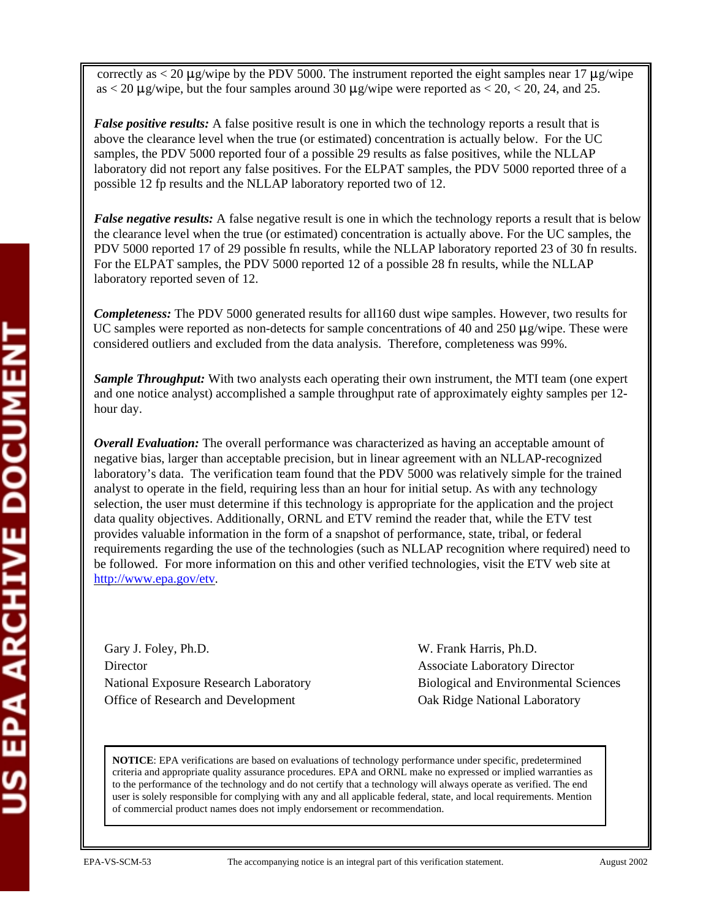correctly as < 20 μg/wipe by the PDV 5000. The instrument reported the eight samples near 17 μg/wipe as < 20 μg/wipe, but the four samples around 30 μg/wipe were reported as < 20, < 20, 24, and 25.

***False positive results:*** A false positive result is one in which the technology reports a result that is above the clearance level when the true (or estimated) concentration is actually below. For the UC samples, the PDV 5000 reported four of a possible 29 results as false positives, while the NLLAP laboratory did not report any false positives. For the ELPAT samples, the PDV 5000 reported three of a possible 12 fp results and the NLLAP laboratory reported two of 12.

***False negative results:*** A false negative result is one in which the technology reports a result that is below the clearance level when the true (or estimated) concentration is actually above. For the UC samples, the PDV 5000 reported 17 of 29 possible fn results, while the NLLAP laboratory reported 23 of 30 fn results. For the ELPAT samples, the PDV 5000 reported 12 of a possible 28 fn results, while the NLLAP laboratory reported seven of 12.

***Completeness:*** The PDV 5000 generated results for all160 dust wipe samples. However, two results for UC samples were reported as non-detects for sample concentrations of 40 and 250 μg/wipe. These were considered outliers and excluded from the data analysis. Therefore, completeness was 99%.

***Sample Throughput:*** With two analysts each operating their own instrument, the MTI team (one expert and one notice analyst) accomplished a sample throughput rate of approximately eighty samples per 12-hour day.

***Overall Evaluation:*** The overall performance was characterized as having an acceptable amount of negative bias, larger than acceptable precision, but in linear agreement with an NLLAP-recognized laboratory's data. The verification team found that the PDV 5000 was relatively simple for the trained analyst to operate in the field, requiring less than an hour for initial setup. As with any technology selection, the user must determine if this technology is appropriate for the application and the project data quality objectives. Additionally, ORNL and ETV remind the reader that, while the ETV test provides valuable information in the form of a snapshot of performance, state, tribal, or federal requirements regarding the use of the technologies (such as NLLAP recognition where required) need to be followed. For more information on this and other verified technologies, visit the ETV web site at http://www.epa.gov/etv.

Gary J. Foley, Ph.D.
Director
National Exposure Research Laboratory
Office of Research and Development

W. Frank Harris, Ph.D.
Associate Laboratory Director
Biological and Environmental Sciences
Oak Ridge National Laboratory

**NOTICE**: EPA verifications are based on evaluations of technology performance under specific, predetermined criteria and appropriate quality assurance procedures. EPA and ORNL make no expressed or implied warranties as to the performance of the technology and do not certify that a technology will always operate as verified. The end user is solely responsible for complying with any and all applicable federal, state, and local requirements. Mention of commercial product names does not imply endorsement or recommendation.

EPA-VS-SCM-53 The accompanying notice is an integral part of this verification statement. August 2002